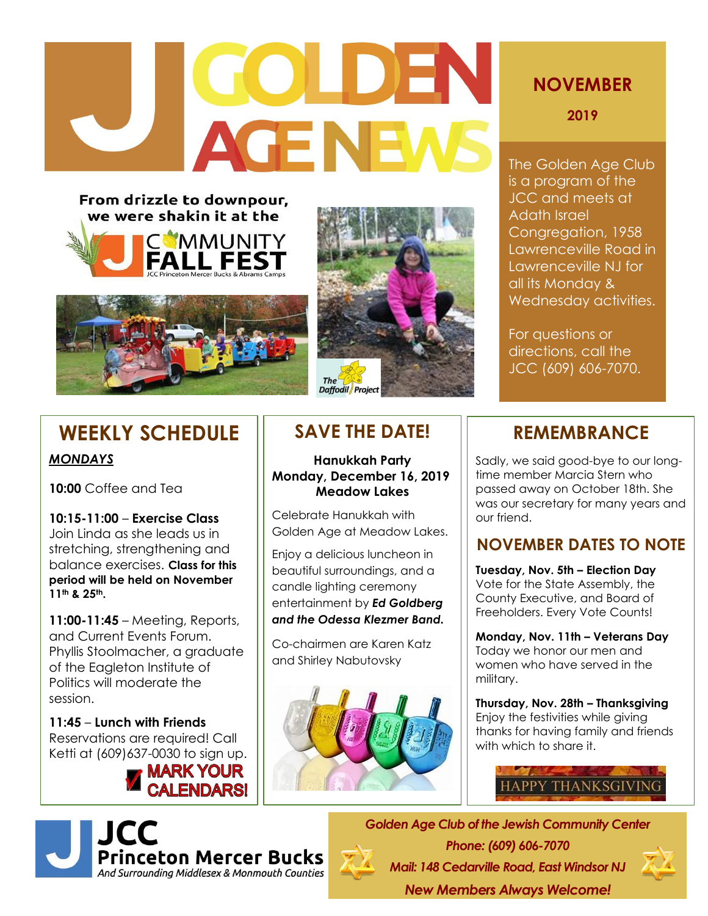# GOLDEN AGE NEWS

## NOVEMBER 2019

The Golden Age Club is a program of the JCC and meets at Adath Israel Congregation, 1958 Lawrenceville Road in Lawrenceville NJ for all its Monday & Wednesday activities.

For questions or directions, call the JCC (609) 606-7070.

**From drizzle to downpour, we were shakin it at the**

**COMMUNITY FALL FEST**

JCC Princeton Mercer Bucks & Abrams Camps

The Daffodil Project

## WEEKLY SCHEDULE

***MONDAYS***

**10:00** Coffee and Tea

**10:15-11:00** – **Exercise Class**
Join Linda as she leads us in stretching, strengthening and balance exercises. **Class for this period will be held on November 11th & 25th.**

**11:00-11:45** – Meeting, Reports, and Current Events Forum. Phyllis Stoolmacher, a graduate of the Eagleton Institute of Politics will moderate the session.

**11:45** – **Lunch with Friends**
Reservations are required! Call Ketti at (609)637-0030 to sign up.

**MARK YOUR CALENDARS!**

## SAVE THE DATE!

**Hanukkah Party**
**Monday, December 16, 2019**
**Meadow Lakes**

Celebrate Hanukkah with Golden Age at Meadow Lakes.

Enjoy a delicious luncheon in beautiful surroundings, and a candle lighting ceremony entertainment by ***Ed Goldberg and the Odessa Klezmer Band.***

Co-chairmen are Karen Katz and Shirley Nabutovsky

## REMEMBRANCE

Sadly, we said good-bye to our long-time member Marcia Stern who passed away on October 18th. She was our secretary for many years and our friend.

## NOVEMBER DATES TO NOTE

**Tuesday, Nov. 5th – Election Day**
Vote for the State Assembly, the County Executive, and Board of Freeholders. Every Vote Counts!

**Monday, Nov. 11th – Veterans Day**
Today we honor our men and women who have served in the military.

**Thursday, Nov. 28th – Thanksgiving**
Enjoy the festivities while giving thanks for having family and friends with which to share it.

HAPPY THANKSGIVING

**JCC Princeton Mercer Bucks**
*And Surrounding Middlesex & Monmouth Counties*

***Golden Age Club of the Jewish Community Center***
***Phone: (609) 606-7070***
***Mail: 148 Cedarville Road, East Windsor NJ***
***New Members Always Welcome!***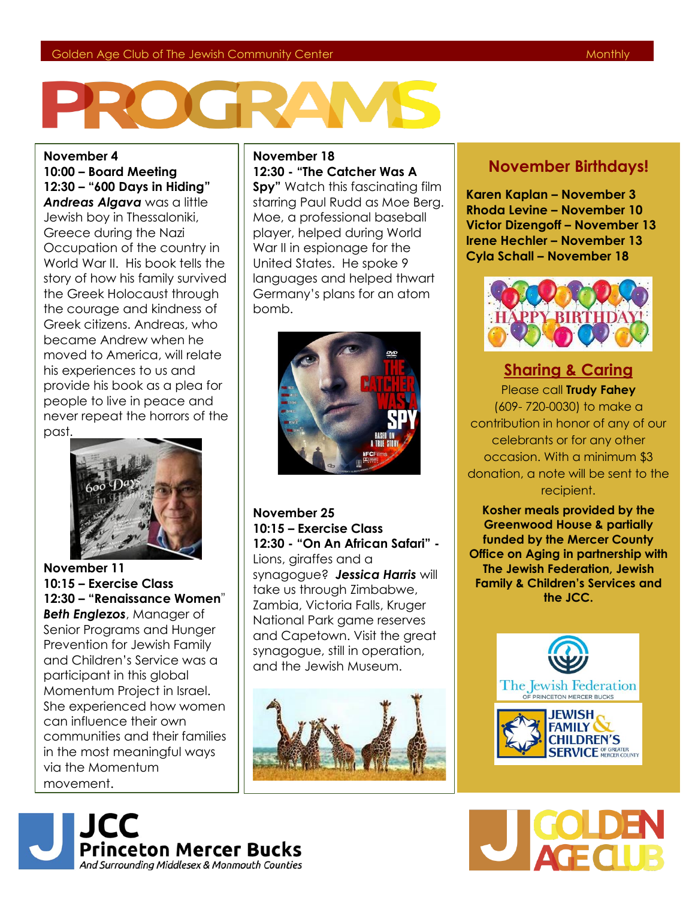Golden Age Club of The Jewish Community Center — Monthly

# PROGRAMS

**November 4**
**10:00 – Board Meeting**
**12:30 – "600 Days in Hiding"**
***Andreas Algava*** was a little Jewish boy in Thessaloniki, Greece during the Nazi Occupation of the country in World War II. His book tells the story of how his family survived the Greek Holocaust through the courage and kindness of Greek citizens. Andreas, who became Andrew when he moved to America, will relate his experiences to us and provide his book as a plea for people to live in peace and never repeat the horrors of the past.

**November 11**
**10:15 – Exercise Class**
**12:30 – "Renaissance Women"**
***Beth Englezos***, Manager of Senior Programs and Hunger Prevention for Jewish Family and Children's Service was a participant in this global Momentum Project in Israel. She experienced how women can influence their own communities and their families in the most meaningful ways via the Momentum movement.

**November 18**
**12:30 - "The Catcher Was A Spy"** Watch this fascinating film starring Paul Rudd as Moe Berg. Moe, a professional baseball player, helped during World War II in espionage for the United States. He spoke 9 languages and helped thwart Germany's plans for an atom bomb.

**November 25**
**10:15 – Exercise Class**
**12:30 - "On An African Safari" -** Lions, giraffes and a synagogue? ***Jessica Harris*** will take us through Zimbabwe, Zambia, Victoria Falls, Kruger National Park game reserves and Capetown. Visit the great synagogue, still in operation, and the Jewish Museum.

## November Birthdays!

**Karen Kaplan – November 3**
**Rhoda Levine – November 10**
**Victor Dizengoff – November 13**
**Irene Hechler – November 13**
**Cyla Schall – November 18**

## Sharing & Caring

Please call **Trudy Fahey** (609- 720-0030) to make a contribution in honor of any of our celebrants or for any other occasion. With a minimum $3 donation, a note will be sent to the recipient.

**Kosher meals provided by the Greenwood House & partially funded by the Mercer County Office on Aging in partnership with The Jewish Federation, Jewish Family & Children's Services and the JCC.**

The Jewish Federation of Princeton Mercer Bucks

Jewish Family & Children's Service of Greater Mercer County

JCC Princeton Mercer Bucks — And Surrounding Middlesex & Monmouth Counties

Golden Age Club